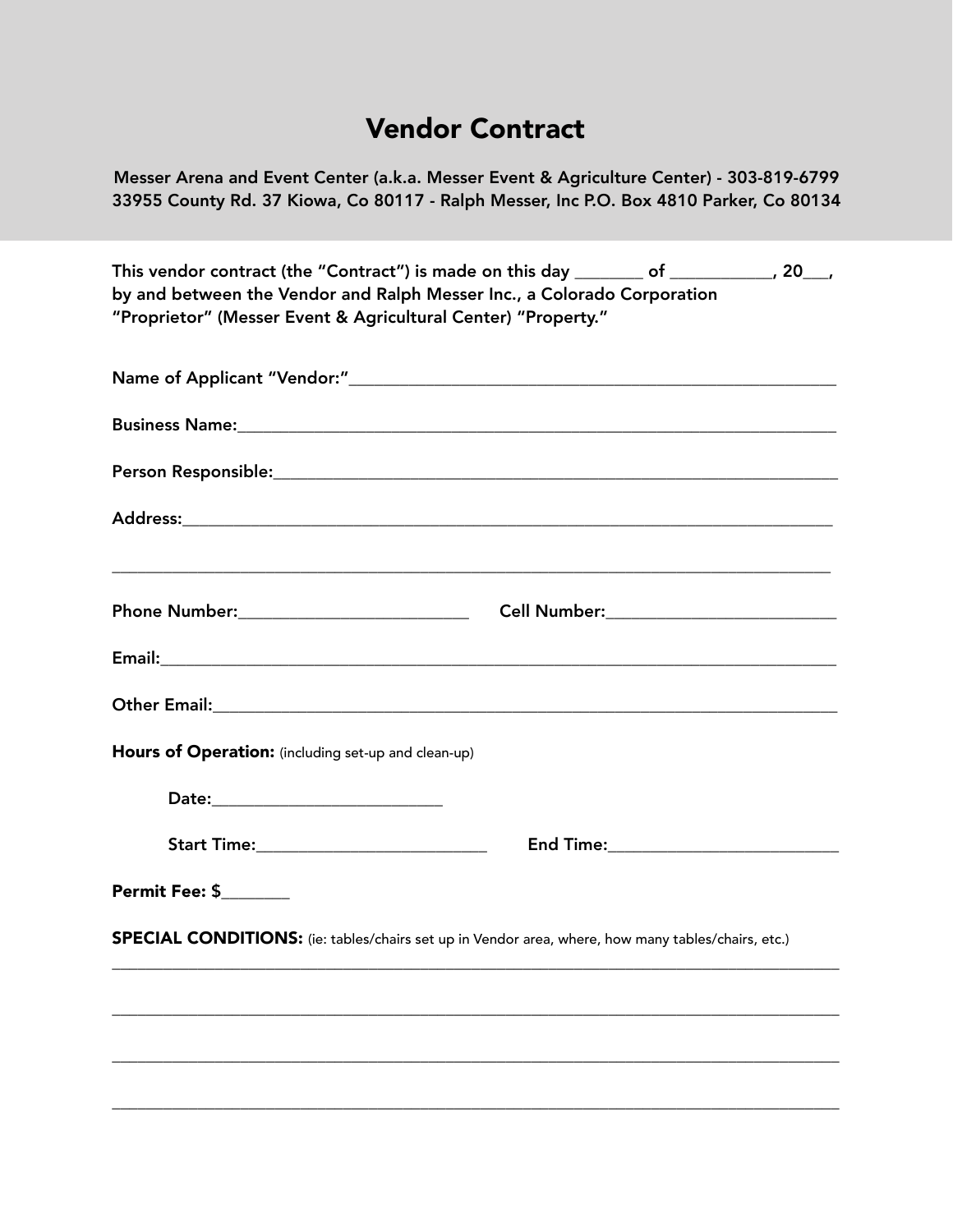# Vendor Contract

**Messer Arena and Event Center (a.k.a. Messer Event & Agriculture Center) - 303-819-6799**
**33955 County Rd. 37 Kiowa, Co 80117 - Ralph Messer, Inc P.O. Box 4810 Parker, Co 80134**

This vendor contract (the "Contract") is made on this day _______ of ___________, 20___, by and between the Vendor and Ralph Messer Inc., a Colorado Corporation "Proprietor" (Messer Event & Agricultural Center) "Property."

Name of Applicant "Vendor:"_______________________________________________________

Business Name:_______________________________________________________________

Person Responsible:___________________________________________________________

Address:_____________________________________________________________________

_____________________________________________________________________________

Phone Number:_________________________ Cell Number:_________________________

Email:_______________________________________________________________________

Other Email:_________________________________________________________________

**Hours of Operation:** (including set-up and clean-up)

Date:_________________________

Start Time:_________________________ End Time:_________________________

**Permit Fee:** $_______

**SPECIAL CONDITIONS:** (ie: tables/chairs set up in Vendor area, where, how many tables/chairs, etc.)

_____________________________________________________________________________

_____________________________________________________________________________

_____________________________________________________________________________

_____________________________________________________________________________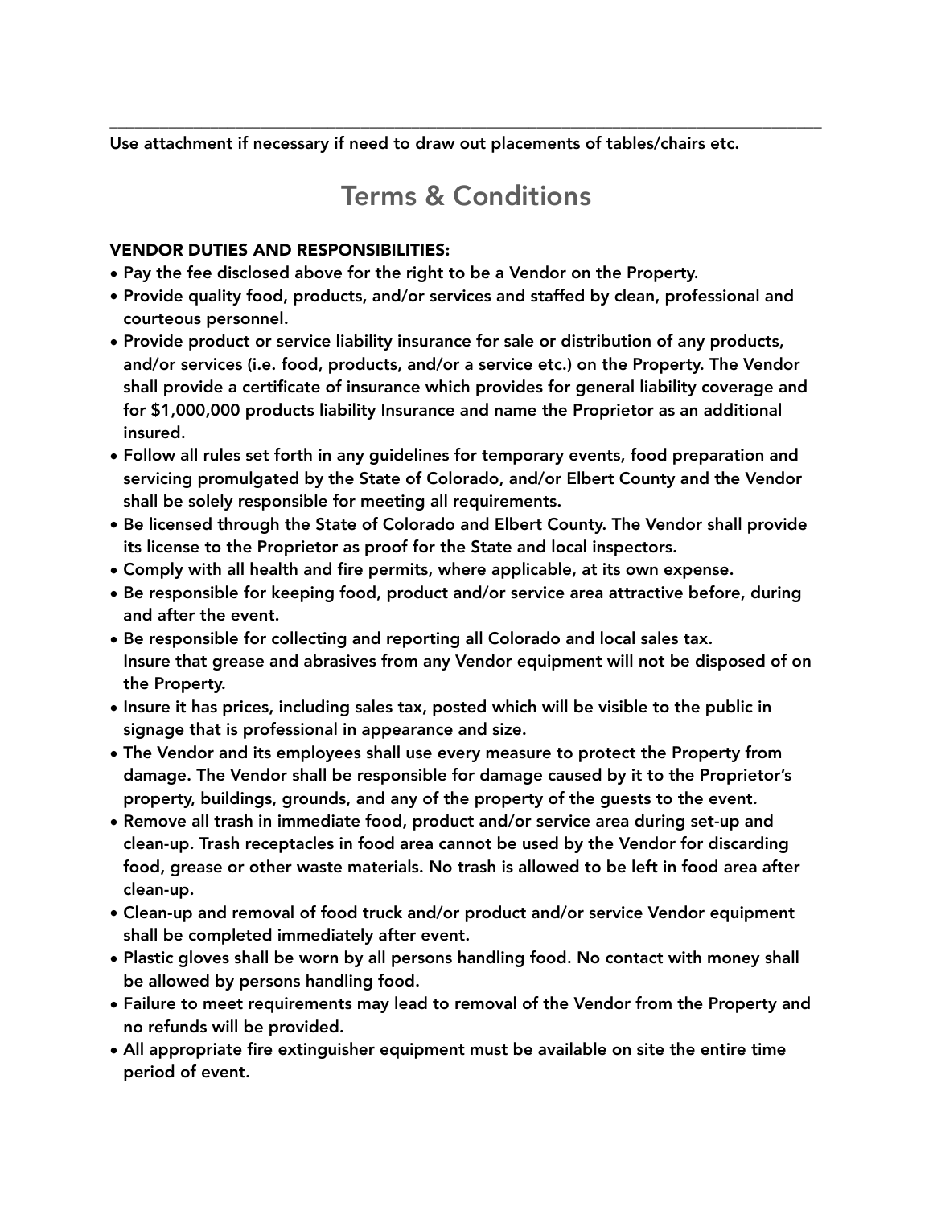______________________________________________________________________________

**Use attachment if necessary if need to draw out placements of tables/chairs etc.**

# Terms & Conditions

**VENDOR DUTIES AND RESPONSIBILITIES:**

- **Pay the fee disclosed above for the right to be a Vendor on the Property.**
- **Provide quality food, products, and/or services and staffed by clean, professional and courteous personnel.**
- **Provide product or service liability insurance for sale or distribution of any products, and/or services (i.e. food, products, and/or a service etc.) on the Property. The Vendor shall provide a certificate of insurance which provides for general liability coverage and for $1,000,000 products liability Insurance and name the Proprietor as an additional insured.**
- **Follow all rules set forth in any guidelines for temporary events, food preparation and servicing promulgated by the State of Colorado, and/or Elbert County and the Vendor shall be solely responsible for meeting all requirements.**
- **Be licensed through the State of Colorado and Elbert County. The Vendor shall provide its license to the Proprietor as proof for the State and local inspectors.**
- **Comply with all health and fire permits, where applicable, at its own expense.**
- **Be responsible for keeping food, product and/or service area attractive before, during and after the event.**
- **Be responsible for collecting and reporting all Colorado and local sales tax.**
  **Insure that grease and abrasives from any Vendor equipment will not be disposed of on the Property.**
- **Insure it has prices, including sales tax, posted which will be visible to the public in signage that is professional in appearance and size.**
- **The Vendor and its employees shall use every measure to protect the Property from damage. The Vendor shall be responsible for damage caused by it to the Proprietor's property, buildings, grounds, and any of the property of the guests to the event.**
- **Remove all trash in immediate food, product and/or service area during set-up and clean-up. Trash receptacles in food area cannot be used by the Vendor for discarding food, grease or other waste materials. No trash is allowed to be left in food area after clean-up.**
- **Clean-up and removal of food truck and/or product and/or service Vendor equipment shall be completed immediately after event.**
- **Plastic gloves shall be worn by all persons handling food. No contact with money shall be allowed by persons handling food.**
- **Failure to meet requirements may lead to removal of the Vendor from the Property and no refunds will be provided.**
- **All appropriate fire extinguisher equipment must be available on site the entire time period of event.**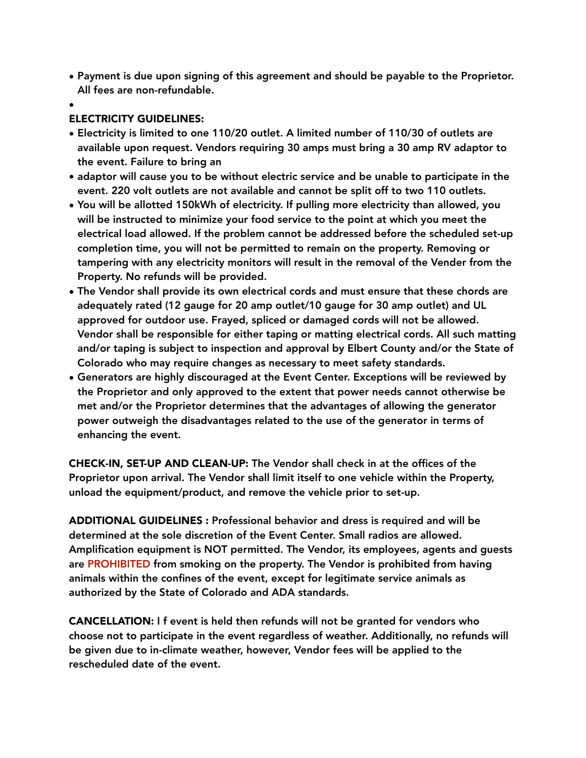- Payment is due upon signing of this agreement and should be payable to the Proprietor. All fees are non-refundable.
-

**ELECTRICITY GUIDELINES:**

- Electricity is limited to one 110/20 outlet. A limited number of 110/30 of outlets are available upon request. Vendors requiring 30 amps must bring a 30 amp RV adaptor to the event. Failure to bring an
- adaptor will cause you to be without electric service and be unable to participate in the event. 220 volt outlets are not available and cannot be split off to two 110 outlets.
- You will be allotted 150kWh of electricity. If pulling more electricity than allowed, you will be instructed to minimize your food service to the point at which you meet the electrical load allowed. If the problem cannot be addressed before the scheduled set-up completion time, you will not be permitted to remain on the property. Removing or tampering with any electricity monitors will result in the removal of the Vender from the Property. No refunds will be provided.
- The Vendor shall provide its own electrical cords and must ensure that these chords are adequately rated (12 gauge for 20 amp outlet/10 gauge for 30 amp outlet) and UL approved for outdoor use. Frayed, spliced or damaged cords will not be allowed. Vendor shall be responsible for either taping or matting electrical cords. All such matting and/or taping is subject to inspection and approval by Elbert County and/or the State of Colorado who may require changes as necessary to meet safety standards.
- Generators are highly discouraged at the Event Center. Exceptions will be reviewed by the Proprietor and only approved to the extent that power needs cannot otherwise be met and/or the Proprietor determines that the advantages of allowing the generator power outweigh the disadvantages related to the use of the generator in terms of enhancing the event.

**CHECK-IN, SET-UP AND CLEAN-UP:** The Vendor shall check in at the offices of the Proprietor upon arrival. The Vendor shall limit itself to one vehicle within the Property, unload the equipment/product, and remove the vehicle prior to set-up.

**ADDITIONAL GUIDELINES :** Professional behavior and dress is required and will be determined at the sole discretion of the Event Center. Small radios are allowed. Amplification equipment is NOT permitted. The Vendor, its employees, agents and guests are PROHIBITED from smoking on the property. The Vendor is prohibited from having animals within the confines of the event, except for legitimate service animals as authorized by the State of Colorado and ADA standards.

**CANCELLATION:** I f event is held then refunds will not be granted for vendors who choose not to participate in the event regardless of weather. Additionally, no refunds will be given due to in-climate weather, however, Vendor fees will be applied to the rescheduled date of the event.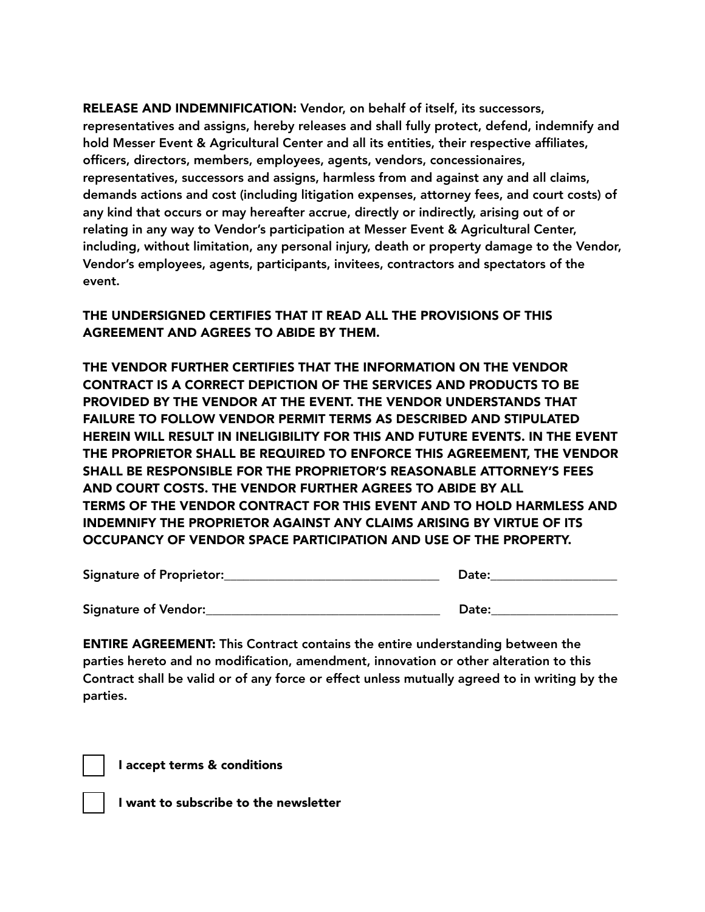**RELEASE AND INDEMNIFICATION:** Vendor, on behalf of itself, its successors, representatives and assigns, hereby releases and shall fully protect, defend, indemnify and hold Messer Event & Agricultural Center and all its entities, their respective affiliates, officers, directors, members, employees, agents, vendors, concessionaires, representatives, successors and assigns, harmless from and against any and all claims, demands actions and cost (including litigation expenses, attorney fees, and court costs) of any kind that occurs or may hereafter accrue, directly or indirectly, arising out of or relating in any way to Vendor's participation at Messer Event & Agricultural Center, including, without limitation, any personal injury, death or property damage to the Vendor, Vendor's employees, agents, participants, invitees, contractors and spectators of the event.

**THE UNDERSIGNED CERTIFIES THAT IT READ ALL THE PROVISIONS OF THIS AGREEMENT AND AGREES TO ABIDE BY THEM.**

**THE VENDOR FURTHER CERTIFIES THAT THE INFORMATION ON THE VENDOR CONTRACT IS A CORRECT DEPICTION OF THE SERVICES AND PRODUCTS TO BE PROVIDED BY THE VENDOR AT THE EVENT. THE VENDOR UNDERSTANDS THAT FAILURE TO FOLLOW VENDOR PERMIT TERMS AS DESCRIBED AND STIPULATED HEREIN WILL RESULT IN INELIGIBILITY FOR THIS AND FUTURE EVENTS. IN THE EVENT THE PROPRIETOR SHALL BE REQUIRED TO ENFORCE THIS AGREEMENT, THE VENDOR SHALL BE RESPONSIBLE FOR THE PROPRIETOR'S REASONABLE ATTORNEY'S FEES AND COURT COSTS. THE VENDOR FURTHER AGREES TO ABIDE BY ALL TERMS OF THE VENDOR CONTRACT FOR THIS EVENT AND TO HOLD HARMLESS AND INDEMNIFY THE PROPRIETOR AGAINST ANY CLAIMS ARISING BY VIRTUE OF ITS OCCUPANCY OF VENDOR SPACE PARTICIPATION AND USE OF THE PROPERTY.**

Signature of Proprietor:________________________________ Date:__________________

Signature of Vendor:___________________________________ Date:__________________

**ENTIRE AGREEMENT:** This Contract contains the entire understanding between the parties hereto and no modification, amendment, innovation or other alteration to this Contract shall be valid or of any force or effect unless mutually agreed to in writing by the parties.

☐ I accept terms & conditions

☐ I want to subscribe to the newsletter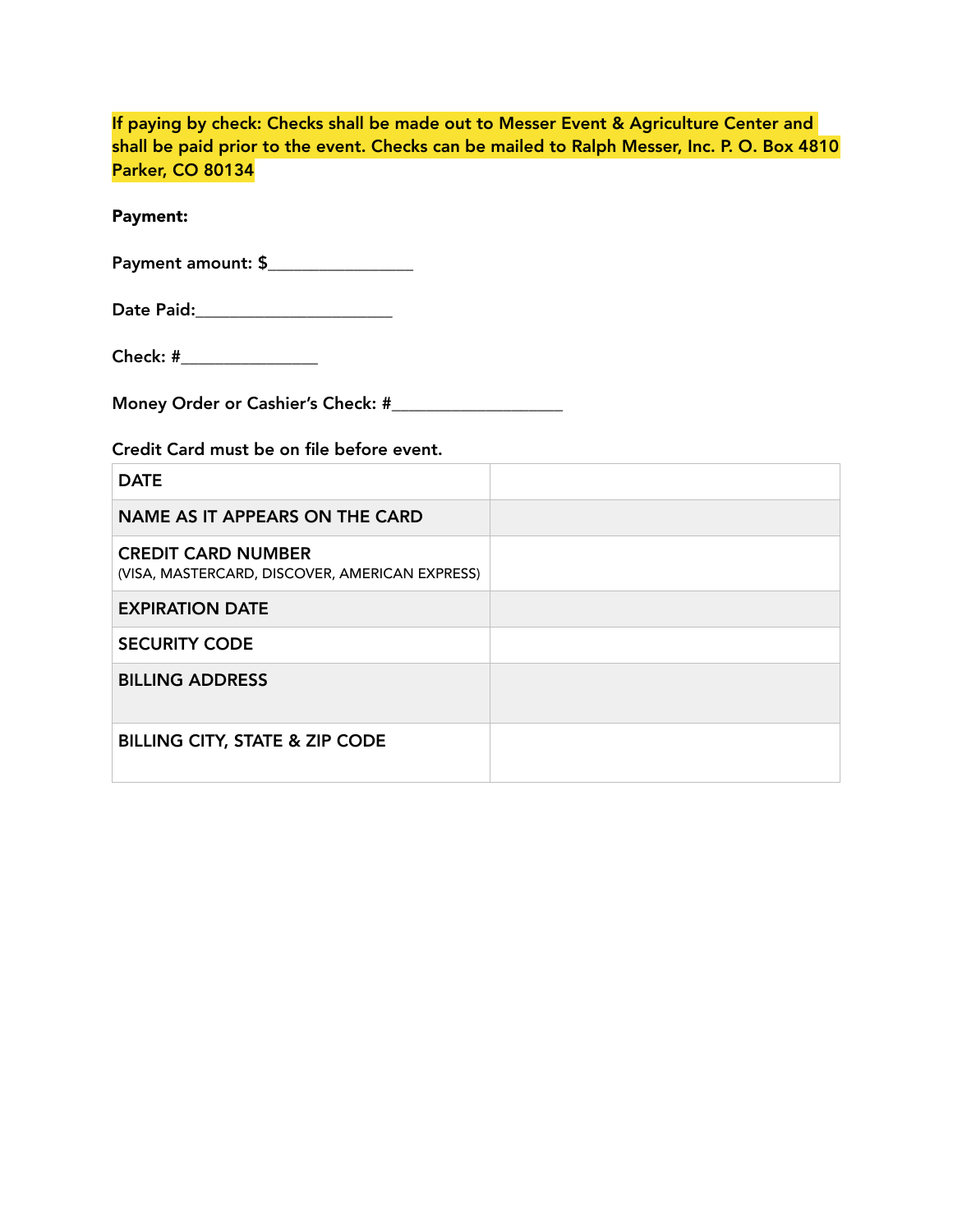**If paying by check: Checks shall be made out to Messer Event & Agriculture Center and shall be paid prior to the event. Checks can be mailed to Ralph Messer, Inc. P. O. Box 4810 Parker, CO 80134**

**Payment:**

**Payment amount: $________________**

**Date Paid:______________________**

**Check: #_______________**

**Money Order or Cashier's Check: #___________________**

Credit Card must be on file before event.

| | |
|---|---|
| DATE | |
| NAME AS IT APPEARS ON THE CARD | |
| CREDIT CARD NUMBER (VISA, MASTERCARD, DISCOVER, AMERICAN EXPRESS) | |
| EXPIRATION DATE | |
| SECURITY CODE | |
| BILLING ADDRESS | |
| BILLING CITY, STATE & ZIP CODE | |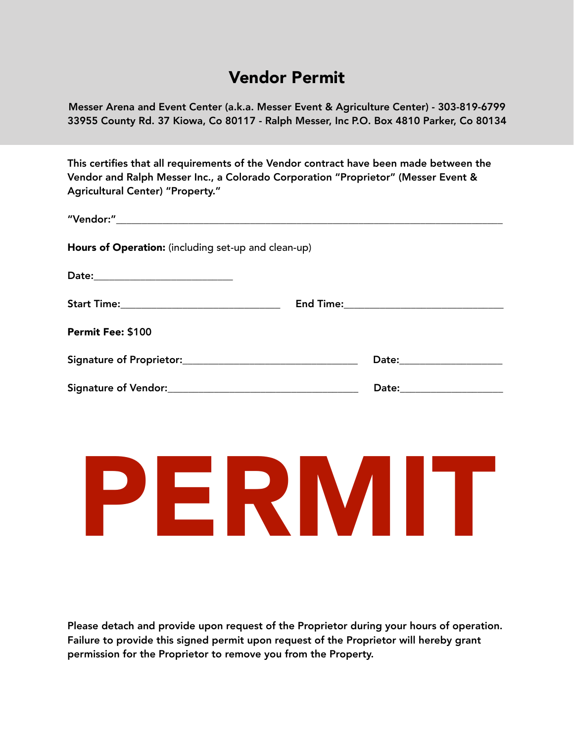# Vendor Permit

**Messer Arena and Event Center (a.k.a. Messer Event & Agriculture Center) - 303-819-6799**
**33955 County Rd. 37 Kiowa, Co 80117 - Ralph Messer, Inc P.O. Box 4810 Parker, Co 80134**

**This certifies that all requirements of the Vendor contract have been made between the Vendor and Ralph Messer Inc., a Colorado Corporation "Proprietor" (Messer Event & Agricultural Center) "Property."**

**"Vendor:"**______________________________________________________________________

**Hours of Operation:** (including set-up and clean-up)

**Date:**_________________________

**Start Time:**____________________________ **End Time:**____________________________

**Permit Fee:** $100

**Signature of Proprietor:**______________________________ **Date:**_________________

**Signature of Vendor:**_________________________________ **Date:**_________________

# PERMIT

**Please detach and provide upon request of the Proprietor during your hours of operation. Failure to provide this signed permit upon request of the Proprietor will hereby grant permission for the Proprietor to remove you from the Property.**